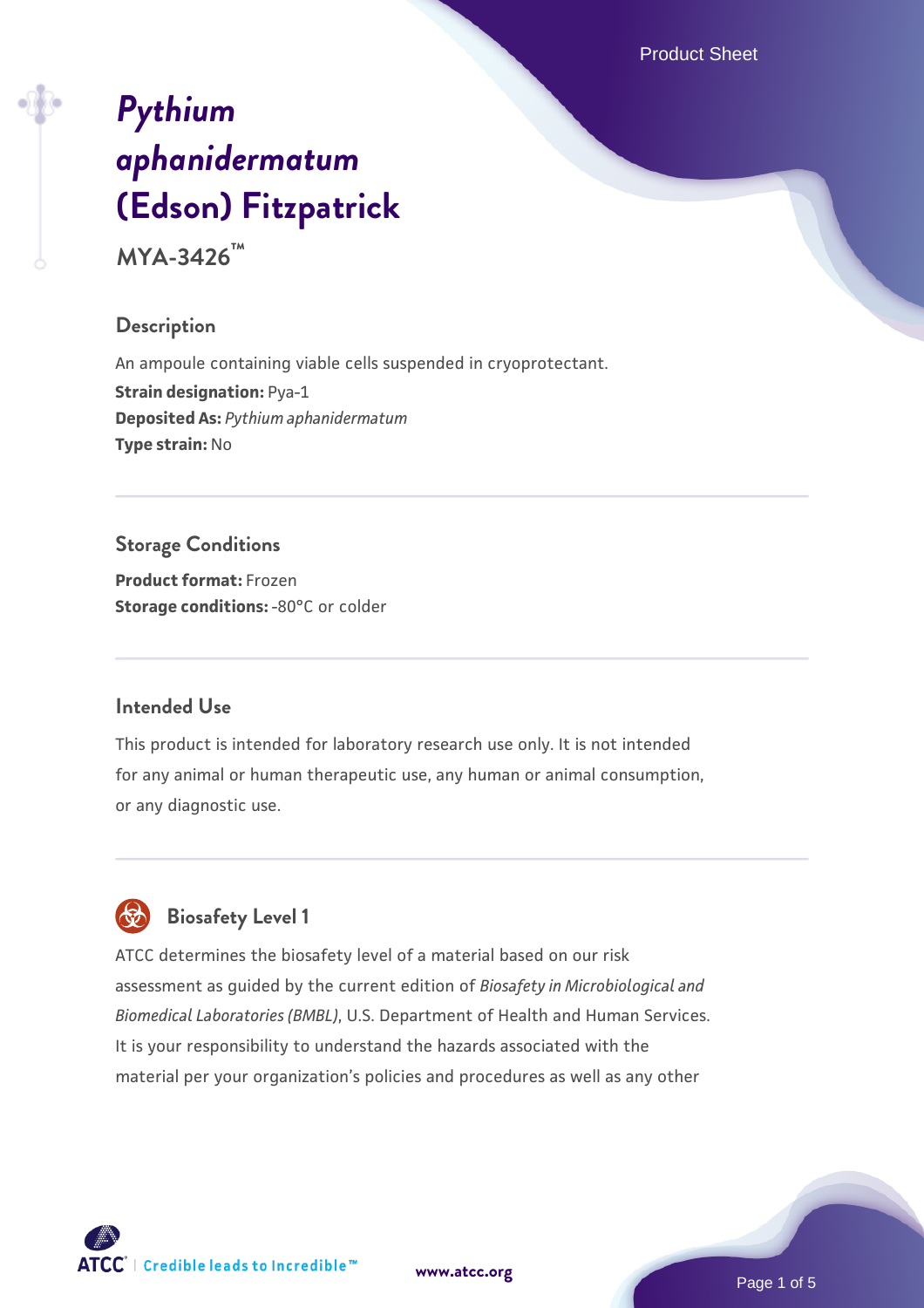# *Pythium aphanidermatum* (Edson) Fitzpatrick

**MYA-3426™**

## Description

An ampoule containing viable cells suspended in cryoprotectant.

**Strain designation:** Pya-1

**Deposited As:** *Pythium aphanidermatum*

**Type strain:** No

## Storage Conditions

**Product format:** Frozen

**Storage conditions:** -80°C or colder

## Intended Use

This product is intended for laboratory research use only. It is not intended for any animal or human therapeutic use, any human or animal consumption, or any diagnostic use.

## Biosafety Level 1

ATCC determines the biosafety level of a material based on our risk assessment as guided by the current edition of *Biosafety in Microbiological and Biomedical Laboratories (BMBL)*, U.S. Department of Health and Human Services. It is your responsibility to understand the hazards associated with the material per your organization's policies and procedures as well as any other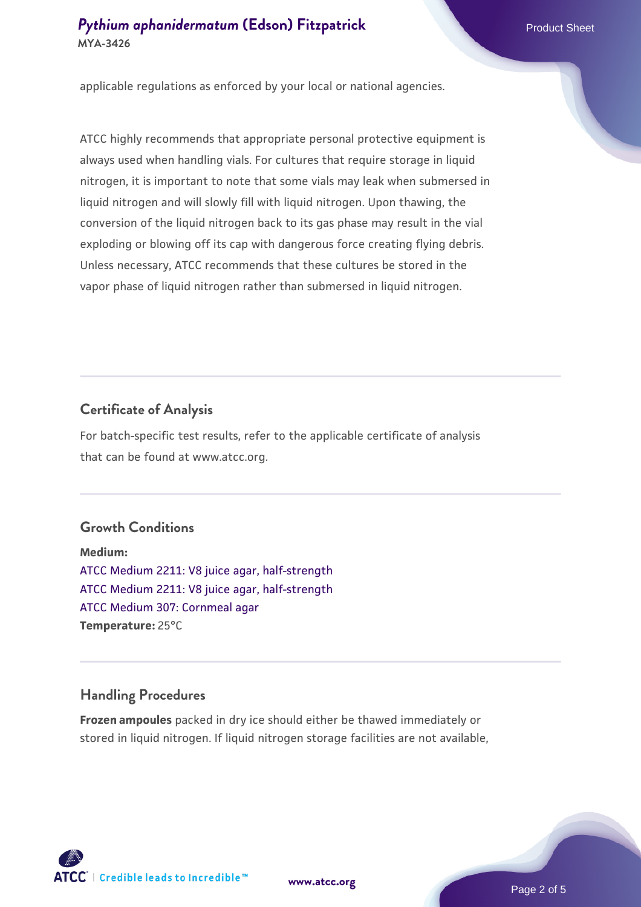applicable regulations as enforced by your local or national agencies.

ATCC highly recommends that appropriate personal protective equipment is always used when handling vials. For cultures that require storage in liquid nitrogen, it is important to note that some vials may leak when submersed in liquid nitrogen and will slowly fill with liquid nitrogen. Upon thawing, the conversion of the liquid nitrogen back to its gas phase may result in the vial exploding or blowing off its cap with dangerous force creating flying debris. Unless necessary, ATCC recommends that these cultures be stored in the vapor phase of liquid nitrogen rather than submersed in liquid nitrogen.

## Certificate of Analysis

For batch-specific test results, refer to the applicable certificate of analysis that can be found at www.atcc.org.

## Growth Conditions

**Medium:**
ATCC Medium 2211: V8 juice agar, half-strength
ATCC Medium 2211: V8 juice agar, half-strength
ATCC Medium 307: Cornmeal agar
**Temperature:** 25°C

## Handling Procedures

**Frozen ampoules** packed in dry ice should either be thawed immediately or stored in liquid nitrogen. If liquid nitrogen storage facilities are not available,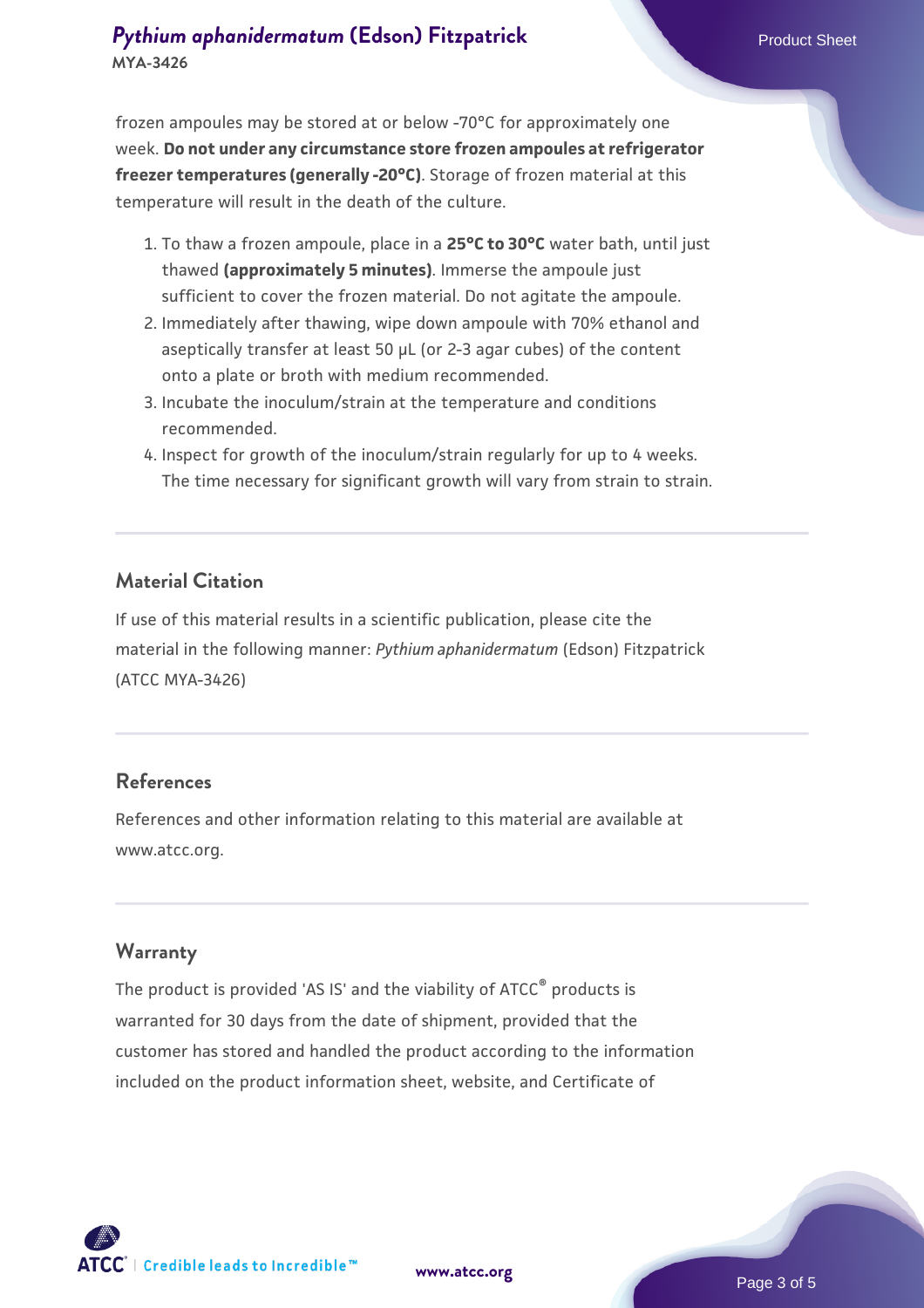frozen ampoules may be stored at or below -70°C for approximately one week. **Do not under any circumstance store frozen ampoules at refrigerator freezer temperatures (generally -20°C)**. Storage of frozen material at this temperature will result in the death of the culture.

1. To thaw a frozen ampoule, place in a **25°C to 30°C** water bath, until just thawed **(approximately 5 minutes)**. Immerse the ampoule just sufficient to cover the frozen material. Do not agitate the ampoule.
2. Immediately after thawing, wipe down ampoule with 70% ethanol and aseptically transfer at least 50 µL (or 2-3 agar cubes) of the content onto a plate or broth with medium recommended.
3. Incubate the inoculum/strain at the temperature and conditions recommended.
4. Inspect for growth of the inoculum/strain regularly for up to 4 weeks. The time necessary for significant growth will vary from strain to strain.

## Material Citation

If use of this material results in a scientific publication, please cite the material in the following manner: *Pythium aphanidermatum* (Edson) Fitzpatrick (ATCC MYA-3426)

## References

References and other information relating to this material are available at www.atcc.org.

## Warranty

The product is provided 'AS IS' and the viability of ATCC® products is warranted for 30 days from the date of shipment, provided that the customer has stored and handled the product according to the information included on the product information sheet, website, and Certificate of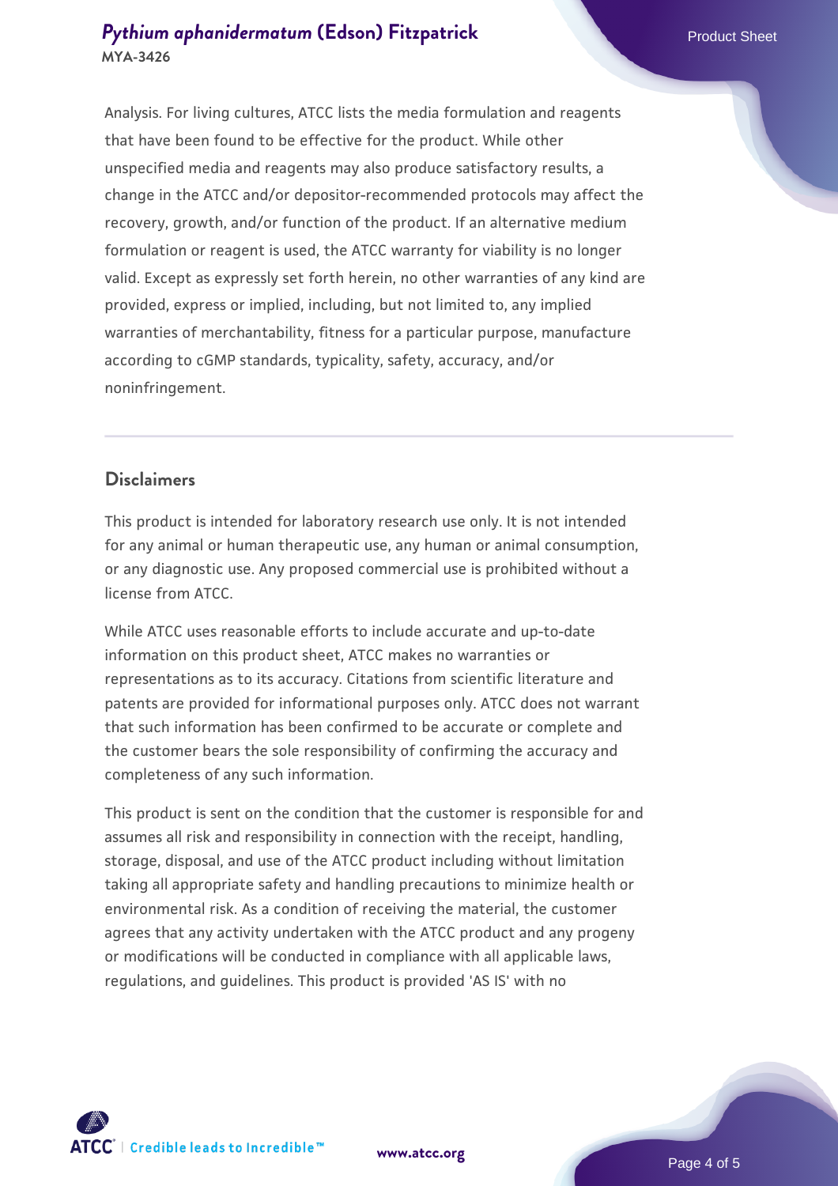Analysis. For living cultures, ATCC lists the media formulation and reagents that have been found to be effective for the product. While other unspecified media and reagents may also produce satisfactory results, a change in the ATCC and/or depositor-recommended protocols may affect the recovery, growth, and/or function of the product. If an alternative medium formulation or reagent is used, the ATCC warranty for viability is no longer valid. Except as expressly set forth herein, no other warranties of any kind are provided, express or implied, including, but not limited to, any implied warranties of merchantability, fitness for a particular purpose, manufacture according to cGMP standards, typicality, safety, accuracy, and/or noninfringement.

## Disclaimers

This product is intended for laboratory research use only. It is not intended for any animal or human therapeutic use, any human or animal consumption, or any diagnostic use. Any proposed commercial use is prohibited without a license from ATCC.

While ATCC uses reasonable efforts to include accurate and up-to-date information on this product sheet, ATCC makes no warranties or representations as to its accuracy. Citations from scientific literature and patents are provided for informational purposes only. ATCC does not warrant that such information has been confirmed to be accurate or complete and the customer bears the sole responsibility of confirming the accuracy and completeness of any such information.

This product is sent on the condition that the customer is responsible for and assumes all risk and responsibility in connection with the receipt, handling, storage, disposal, and use of the ATCC product including without limitation taking all appropriate safety and handling precautions to minimize health or environmental risk. As a condition of receiving the material, the customer agrees that any activity undertaken with the ATCC product and any progeny or modifications will be conducted in compliance with all applicable laws, regulations, and guidelines. This product is provided 'AS IS' with no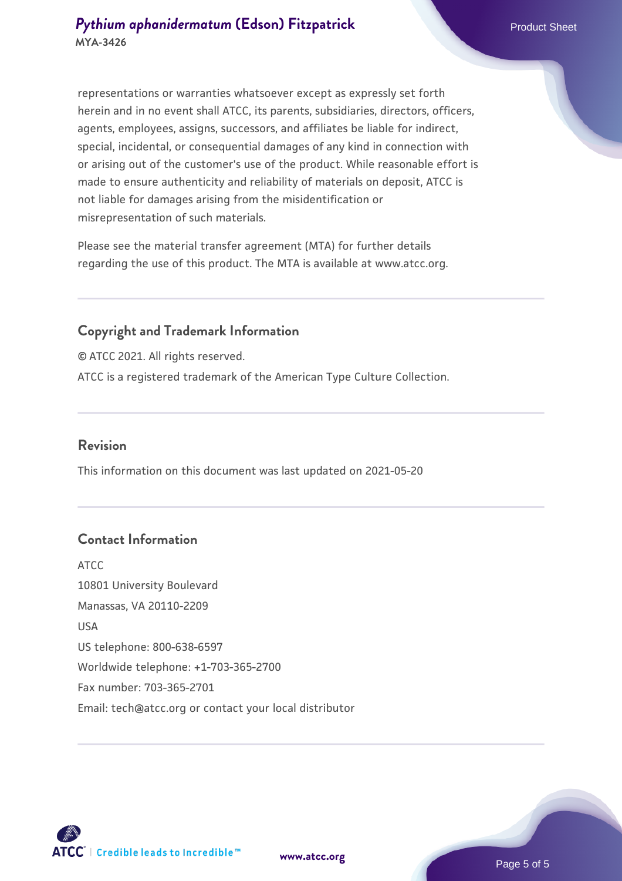representations or warranties whatsoever except as expressly set forth herein and in no event shall ATCC, its parents, subsidiaries, directors, officers, agents, employees, assigns, successors, and affiliates be liable for indirect, special, incidental, or consequential damages of any kind in connection with or arising out of the customer's use of the product. While reasonable effort is made to ensure authenticity and reliability of materials on deposit, ATCC is not liable for damages arising from the misidentification or misrepresentation of such materials.

Please see the material transfer agreement (MTA) for further details regarding the use of this product. The MTA is available at www.atcc.org.

## Copyright and Trademark Information

© ATCC 2021. All rights reserved.

ATCC is a registered trademark of the American Type Culture Collection.

## Revision

This information on this document was last updated on 2021-05-20

## Contact Information

ATCC
10801 University Boulevard
Manassas, VA 20110-2209
USA
US telephone: 800-638-6597
Worldwide telephone: +1-703-365-2700
Fax number: 703-365-2701
Email: tech@atcc.org or contact your local distributor